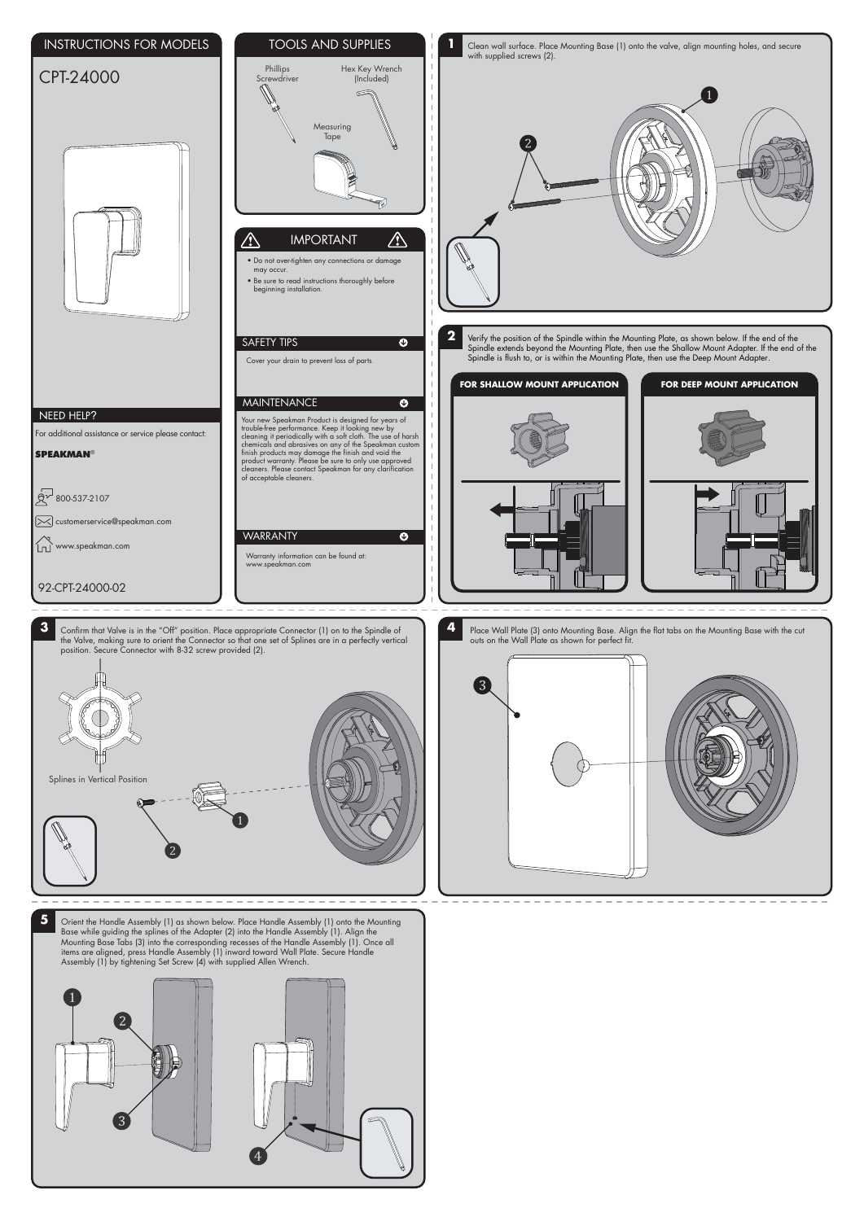## INSTRUCTIONS FOR MODELS

CPT-24000

## NEED HELP?

For additional assistance or service please contact:

**SPEAKMAN®**

800-537-2107

customerservice@speakman.com

www.speakman.com

92-CPT-24000-02

## TOOLS AND SUPPLIES

Phillips Screwdriver

Hex Key Wrench (Included)

Measuring Tape

## IMPORTANT

- Do not over-tighten any connections or damage may occur.
- Be sure to read instructions thoroughly before beginning installation.

## SAFETY TIPS

Cover your drain to prevent loss of parts.

## MAINTENANCE

Your new Speakman Product is designed for years of trouble-free performance. Keep it looking new by cleaning it periodically with a soft cloth. The use of harsh chemicals and abrasives on any of the Speakman custom finish products may damage the finish and void the product warranty. Please be sure to only use approved cleaners. Please contact Speakman for any clarification of acceptable cleaners.

## WARRANTY

Warranty information can be found at: www.speakman.com

## 1

Clean wall surface. Place Mounting Base (1) onto the valve, align mounting holes, and secure with supplied screws (2).

## 2

Verify the position of the Spindle within the Mounting Plate, as shown below. If the end of the Spindle extends beyond the Mounting Plate, then use the Shallow Mount Adapter. If the end of the Spindle is flush to, or is within the Mounting Plate, then use the Deep Mount Adapter.

**FOR SHALLOW MOUNT APPLICATION**

**FOR DEEP MOUNT APPLICATION**

## 3

Confirm that Valve is in the "Off" position. Place appropriate Connector (1) on to the Spindle of the Valve, making sure to orient the Connector so that one set of Splines are in a perfectly vertical position. Secure Connector with 8-32 screw provided (2).

Splines in Vertical Position

## 4

Place Wall Plate (3) onto Mounting Base. Align the flat tabs on the Mounting Base with the cut outs on the Wall Plate as shown for perfect fit.

## 5

Orient the Handle Assembly (1) as shown below. Place Handle Assembly (1) onto the Mounting Base while guiding the splines of the Adapter (2) into the Handle Assembly (1). Align the Mounting Base Tabs (3) into the corresponding recesses of the Handle Assembly (1). Once all items are aligned, press Handle Assembly (1) inward toward Wall Plate. Secure Handle Assembly (1) by tightening Set Screw (4) with supplied Allen Wrench.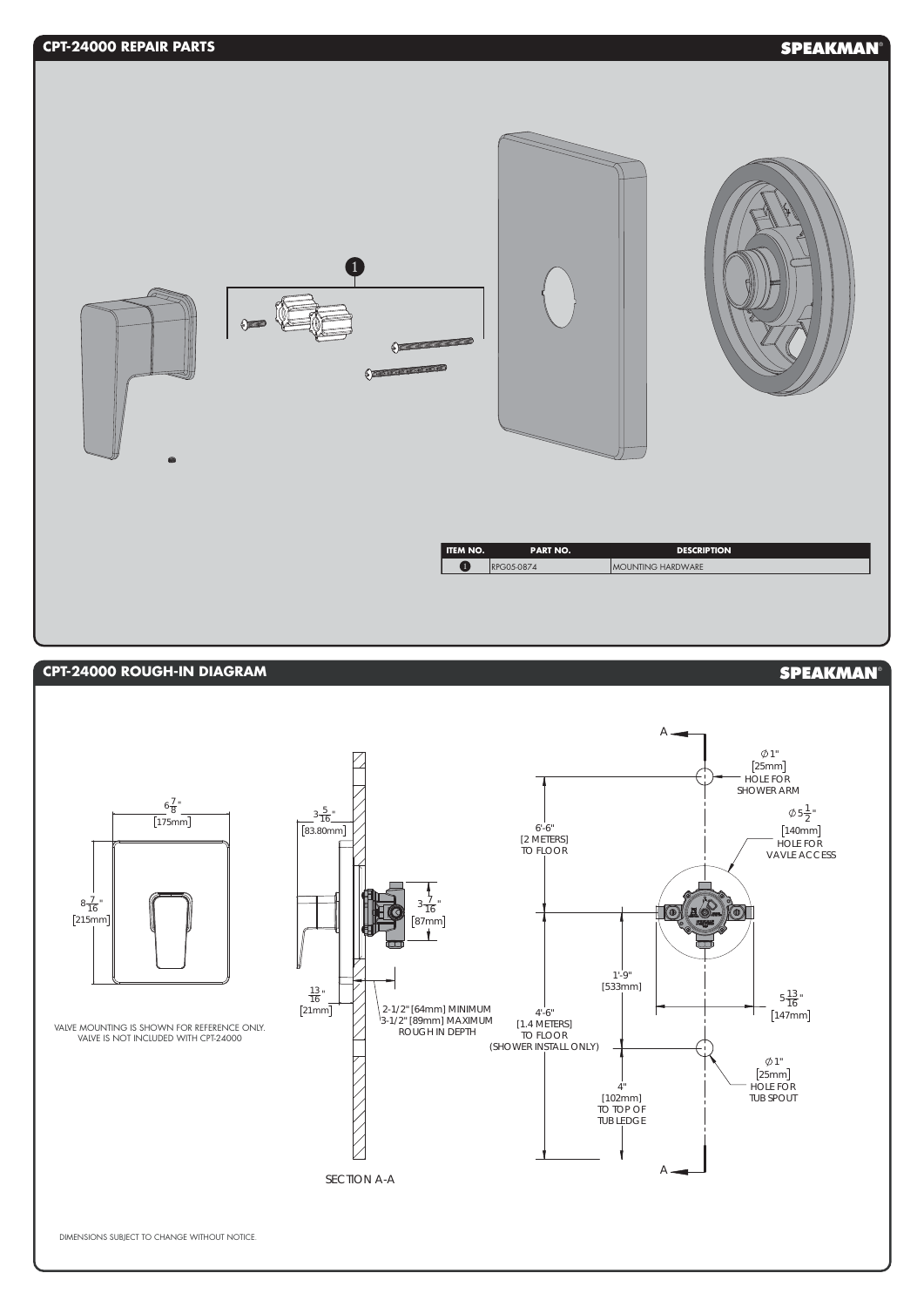## CPT-24000 REPAIR PARTS

SPEAKMAN®

1

| ITEM NO. | PART NO. | DESCRIPTION |
|---|---|---|
| 1 | RPG05-0874 | MOUNTING HARDWARE |

## CPT-24000 ROUGH-IN DIAGRAM

SPEAKMAN®

6 7/8"
[175mm]

8 7/16"
[215mm]

VALVE MOUNTING IS SHOWN FOR REFERENCE ONLY.
VALVE IS NOT INCLUDED WITH CPT-24000

3 5/16"
[83.80mm]

3 7/16"
[87mm]

13/16"
[21mm]

2-1/2" [64mm] MINIMUM
3-1/2" [89mm] MAXIMUM
ROUGH IN DEPTH

SECTION A-A

A

A

Ø 1"
[25mm]
HOLE FOR
SHOWER ARM

Ø 5 1/2"
[140mm]
HOLE FOR
VAVLE ACCESS

6'-6"
[2 METERS]
TO FLOOR

1'-9"
[533mm]

5 13/16"
[147mm]

4'-6"
[1.4 METERS]
TO FLOOR
(SHOWER INSTALL ONLY)

Ø 1"
[25mm]
HOLE FOR
TUB SPOUT

4"
[102mm]
TO TOP OF
TUB LEDGE

DIMENSIONS SUBJECT TO CHANGE WITHOUT NOTICE.